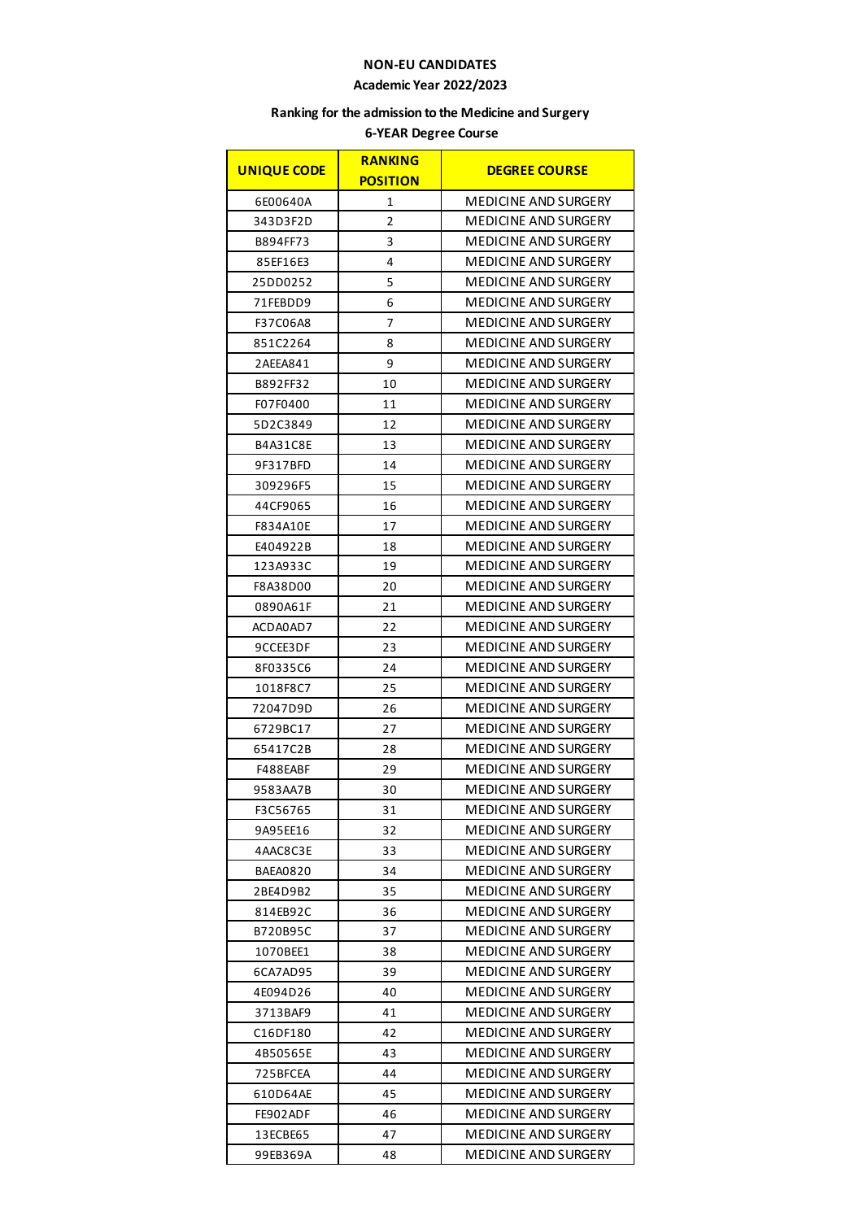**NON-EU CANDIDATES**

**Academic Year 2022/2023**

**Ranking for the admission to the Medicine and Surgery**
**6-YEAR Degree Course**

| UNIQUE CODE | RANKING POSITION | DEGREE COURSE |
|---|---|---|
| 6E00640A | 1 | MEDICINE AND SURGERY |
| 343D3F2D | 2 | MEDICINE AND SURGERY |
| B894FF73 | 3 | MEDICINE AND SURGERY |
| 85EF16E3 | 4 | MEDICINE AND SURGERY |
| 25DD0252 | 5 | MEDICINE AND SURGERY |
| 71FEBDD9 | 6 | MEDICINE AND SURGERY |
| F37C06A8 | 7 | MEDICINE AND SURGERY |
| 851C2264 | 8 | MEDICINE AND SURGERY |
| 2AEEA841 | 9 | MEDICINE AND SURGERY |
| B892FF32 | 10 | MEDICINE AND SURGERY |
| F07F0400 | 11 | MEDICINE AND SURGERY |
| 5D2C3849 | 12 | MEDICINE AND SURGERY |
| B4A31C8E | 13 | MEDICINE AND SURGERY |
| 9F317BFD | 14 | MEDICINE AND SURGERY |
| 309296F5 | 15 | MEDICINE AND SURGERY |
| 44CF9065 | 16 | MEDICINE AND SURGERY |
| F834A10E | 17 | MEDICINE AND SURGERY |
| E404922B | 18 | MEDICINE AND SURGERY |
| 123A933C | 19 | MEDICINE AND SURGERY |
| F8A38D00 | 20 | MEDICINE AND SURGERY |
| 0890A61F | 21 | MEDICINE AND SURGERY |
| ACDA0AD7 | 22 | MEDICINE AND SURGERY |
| 9CCEE3DF | 23 | MEDICINE AND SURGERY |
| 8F0335C6 | 24 | MEDICINE AND SURGERY |
| 1018F8C7 | 25 | MEDICINE AND SURGERY |
| 72047D9D | 26 | MEDICINE AND SURGERY |
| 6729BC17 | 27 | MEDICINE AND SURGERY |
| 65417C2B | 28 | MEDICINE AND SURGERY |
| F488EABF | 29 | MEDICINE AND SURGERY |
| 9583AA7B | 30 | MEDICINE AND SURGERY |
| F3C56765 | 31 | MEDICINE AND SURGERY |
| 9A95EE16 | 32 | MEDICINE AND SURGERY |
| 4AAC8C3E | 33 | MEDICINE AND SURGERY |
| BAEA0820 | 34 | MEDICINE AND SURGERY |
| 2BE4D9B2 | 35 | MEDICINE AND SURGERY |
| 814EB92C | 36 | MEDICINE AND SURGERY |
| B720B95C | 37 | MEDICINE AND SURGERY |
| 1070BEE1 | 38 | MEDICINE AND SURGERY |
| 6CA7AD95 | 39 | MEDICINE AND SURGERY |
| 4E094D26 | 40 | MEDICINE AND SURGERY |
| 3713BAF9 | 41 | MEDICINE AND SURGERY |
| C16DF180 | 42 | MEDICINE AND SURGERY |
| 4B50565E | 43 | MEDICINE AND SURGERY |
| 725BFCEA | 44 | MEDICINE AND SURGERY |
| 610D64AE | 45 | MEDICINE AND SURGERY |
| FE902ADF | 46 | MEDICINE AND SURGERY |
| 13ECBE65 | 47 | MEDICINE AND SURGERY |
| 99EB369A | 48 | MEDICINE AND SURGERY |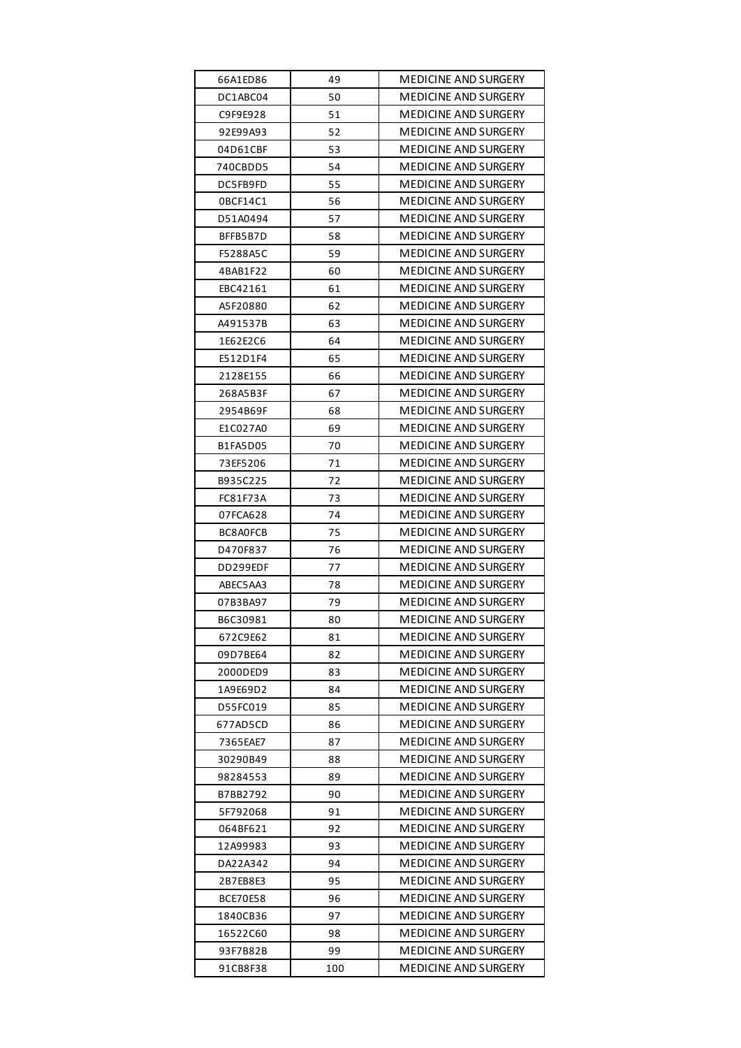| | | |
|---|---|---|
| 66A1ED86 | 49 | MEDICINE AND SURGERY |
| DC1ABC04 | 50 | MEDICINE AND SURGERY |
| C9F9E928 | 51 | MEDICINE AND SURGERY |
| 92E99A93 | 52 | MEDICINE AND SURGERY |
| 04D61CBF | 53 | MEDICINE AND SURGERY |
| 740CBDD5 | 54 | MEDICINE AND SURGERY |
| DC5FB9FD | 55 | MEDICINE AND SURGERY |
| 0BCF14C1 | 56 | MEDICINE AND SURGERY |
| D51A0494 | 57 | MEDICINE AND SURGERY |
| BFFB5B7D | 58 | MEDICINE AND SURGERY |
| F5288A5C | 59 | MEDICINE AND SURGERY |
| 4BAB1F22 | 60 | MEDICINE AND SURGERY |
| EBC42161 | 61 | MEDICINE AND SURGERY |
| A5F20880 | 62 | MEDICINE AND SURGERY |
| A491537B | 63 | MEDICINE AND SURGERY |
| 1E62E2C6 | 64 | MEDICINE AND SURGERY |
| E512D1F4 | 65 | MEDICINE AND SURGERY |
| 2128E155 | 66 | MEDICINE AND SURGERY |
| 268A5B3F | 67 | MEDICINE AND SURGERY |
| 2954B69F | 68 | MEDICINE AND SURGERY |
| E1C027A0 | 69 | MEDICINE AND SURGERY |
| B1FA5D05 | 70 | MEDICINE AND SURGERY |
| 73EF5206 | 71 | MEDICINE AND SURGERY |
| B935C225 | 72 | MEDICINE AND SURGERY |
| FC81F73A | 73 | MEDICINE AND SURGERY |
| 07FCA628 | 74 | MEDICINE AND SURGERY |
| BC8A0FCB | 75 | MEDICINE AND SURGERY |
| D470F837 | 76 | MEDICINE AND SURGERY |
| DD299EDF | 77 | MEDICINE AND SURGERY |
| ABEC5AA3 | 78 | MEDICINE AND SURGERY |
| 07B3BA97 | 79 | MEDICINE AND SURGERY |
| B6C30981 | 80 | MEDICINE AND SURGERY |
| 672C9E62 | 81 | MEDICINE AND SURGERY |
| 09D7BE64 | 82 | MEDICINE AND SURGERY |
| 2000DED9 | 83 | MEDICINE AND SURGERY |
| 1A9E69D2 | 84 | MEDICINE AND SURGERY |
| D55FC019 | 85 | MEDICINE AND SURGERY |
| 677AD5CD | 86 | MEDICINE AND SURGERY |
| 7365EAE7 | 87 | MEDICINE AND SURGERY |
| 30290B49 | 88 | MEDICINE AND SURGERY |
| 98284553 | 89 | MEDICINE AND SURGERY |
| B7BB2792 | 90 | MEDICINE AND SURGERY |
| 5F792068 | 91 | MEDICINE AND SURGERY |
| 064BF621 | 92 | MEDICINE AND SURGERY |
| 12A99983 | 93 | MEDICINE AND SURGERY |
| DA22A342 | 94 | MEDICINE AND SURGERY |
| 2B7EB8E3 | 95 | MEDICINE AND SURGERY |
| BCE70E58 | 96 | MEDICINE AND SURGERY |
| 1840CB36 | 97 | MEDICINE AND SURGERY |
| 16522C60 | 98 | MEDICINE AND SURGERY |
| 93F7B82B | 99 | MEDICINE AND SURGERY |
| 91CB8F38 | 100 | MEDICINE AND SURGERY |